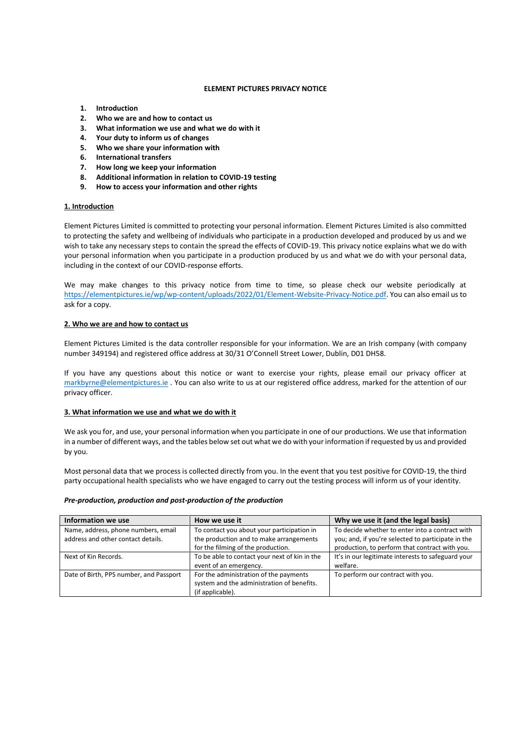# ELEMENT PICTURES PRIVACY NOTICE

1. **Introduction**
2. **Who we are and how to contact us**
3. **What information we use and what we do with it**
4. **Your duty to inform us of changes**
5. **Who we share your information with**
6. **International transfers**
7. **How long we keep your information**
8. **Additional information in relation to COVID-19 testing**
9. **How to access your information and other rights**

## 1. Introduction

Element Pictures Limited is committed to protecting your personal information. Element Pictures Limited is also committed to protecting the safety and wellbeing of individuals who participate in a production developed and produced by us and we wish to take any necessary steps to contain the spread the effects of COVID-19. This privacy notice explains what we do with your personal information when you participate in a production produced by us and what we do with your personal data, including in the context of our COVID-response efforts.

We may make changes to this privacy notice from time to time, so please check our website periodically at https://elementpictures.ie/wp/wp-content/uploads/2022/01/Element-Website-Privacy-Notice.pdf. You can also email us to ask for a copy.

## 2. Who we are and how to contact us

Element Pictures Limited is the data controller responsible for your information. We are an Irish company (with company number 349194) and registered office address at 30/31 O'Connell Street Lower, Dublin, D01 DH58.

If you have any questions about this notice or want to exercise your rights, please email our privacy officer at markbyrne@elementpictures.ie . You can also write to us at our registered office address, marked for the attention of our privacy officer.

## 3. What information we use and what we do with it

We ask you for, and use, your personal information when you participate in one of our productions. We use that information in a number of different ways, and the tables below set out what we do with your information if requested by us and provided by you.

Most personal data that we process is collected directly from you. In the event that you test positive for COVID-19, the third party occupational health specialists who we have engaged to carry out the testing process will inform us of your identity.

***Pre-production, production and post-production of the production***

| Information we use | How we use it | Why we use it (and the legal basis) |
|---|---|---|
| Name, address, phone numbers, email address and other contact details. | To contact you about your participation in the production and to make arrangements for the filming of the production. | To decide whether to enter into a contract with you; and, if you're selected to participate in the production, to perform that contract with you. |
| Next of Kin Records. | To be able to contact your next of kin in the event of an emergency. | It's in our legitimate interests to safeguard your welfare. |
| Date of Birth, PPS number, and Passport | For the administration of the payments system and the administration of benefits. (if applicable). | To perform our contract with you. |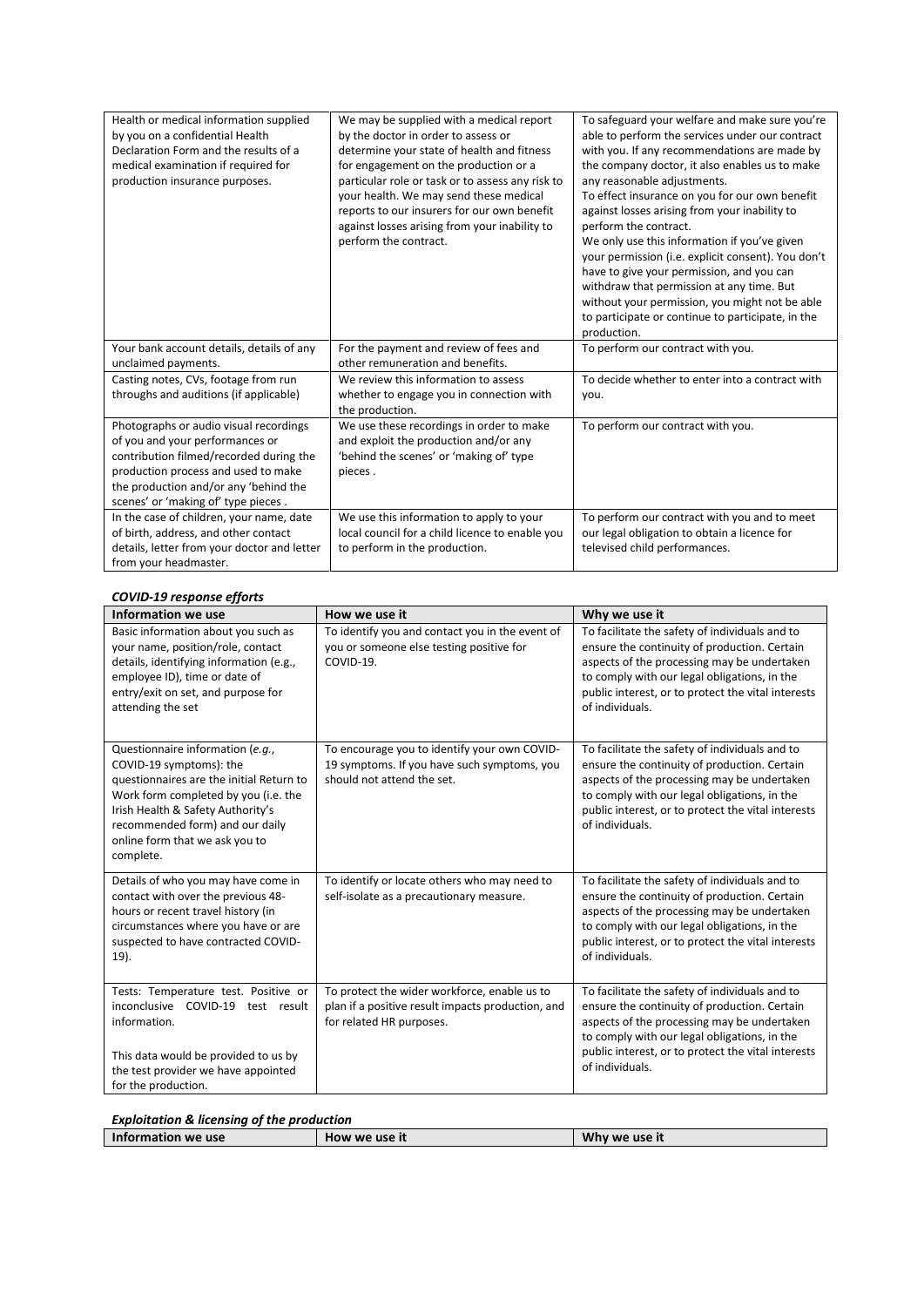| | | |
|---|---|---|
| Health or medical information supplied by you on a confidential Health Declaration Form and the results of a medical examination if required for production insurance purposes. | We may be supplied with a medical report by the doctor in order to assess or determine your state of health and fitness for engagement on the production or a particular role or task or to assess any risk to your health. We may send these medical reports to our insurers for our own benefit against losses arising from your inability to perform the contract. | To safeguard your welfare and make sure you're able to perform the services under our contract with you. If any recommendations are made by the company doctor, it also enables us to make any reasonable adjustments.<br>To effect insurance on you for our own benefit against losses arising from your inability to perform the contract.<br>We only use this information if you've given your permission (i.e. explicit consent). You don't have to give your permission, and you can withdraw that permission at any time. But without your permission, you might not be able to participate or continue to participate, in the production. |
| Your bank account details, details of any unclaimed payments. | For the payment and review of fees and other remuneration and benefits. | To perform our contract with you. |
| Casting notes, CVs, footage from run throughs and auditions (if applicable) | We review this information to assess whether to engage you in connection with the production. | To decide whether to enter into a contract with you. |
| Photographs or audio visual recordings of you and your performances or contribution filmed/recorded during the production process and used to make the production and/or any 'behind the scenes' or 'making of' type pieces . | We use these recordings in order to make and exploit the production and/or any 'behind the scenes' or 'making of' type pieces . | To perform our contract with you. |
| In the case of children, your name, date of birth, address, and other contact details, letter from your doctor and letter from your headmaster. | We use this information to apply to your local council for a child licence to enable you to perform in the production. | To perform our contract with you and to meet our legal obligation to obtain a licence for televised child performances. |

***COVID-19 response efforts***

| Information we use | How we use it | Why we use it |
|---|---|---|
| Basic information about you such as your name, position/role, contact details, identifying information (e.g., employee ID), time or date of entry/exit on set, and purpose for attending the set | To identify you and contact you in the event of you or someone else testing positive for COVID-19. | To facilitate the safety of individuals and to ensure the continuity of production. Certain aspects of the processing may be undertaken to comply with our legal obligations, in the public interest, or to protect the vital interests of individuals. |
| Questionnaire information (*e.g.,* COVID-19 symptoms): the questionnaires are the initial Return to Work form completed by you (i.e. the Irish Health & Safety Authority's recommended form) and our daily online form that we ask you to complete. | To encourage you to identify your own COVID-19 symptoms. If you have such symptoms, you should not attend the set. | To facilitate the safety of individuals and to ensure the continuity of production. Certain aspects of the processing may be undertaken to comply with our legal obligations, in the public interest, or to protect the vital interests of individuals. |
| Details of who you may have come in contact with over the previous 48-hours or recent travel history (in circumstances where you have or are suspected to have contracted COVID-19). | To identify or locate others who may need to self-isolate as a precautionary measure. | To facilitate the safety of individuals and to ensure the continuity of production. Certain aspects of the processing may be undertaken to comply with our legal obligations, in the public interest, or to protect the vital interests of individuals. |
| Tests: Temperature test. Positive or inconclusive COVID-19 test result information.<br><br>This data would be provided to us by the test provider we have appointed for the production. | To protect the wider workforce, enable us to plan if a positive result impacts production, and for related HR purposes. | To facilitate the safety of individuals and to ensure the continuity of production. Certain aspects of the processing may be undertaken to comply with our legal obligations, in the public interest, or to protect the vital interests of individuals. |

***Exploitation & licensing of the production***

| Information we use | How we use it | Why we use it |
|---|---|---|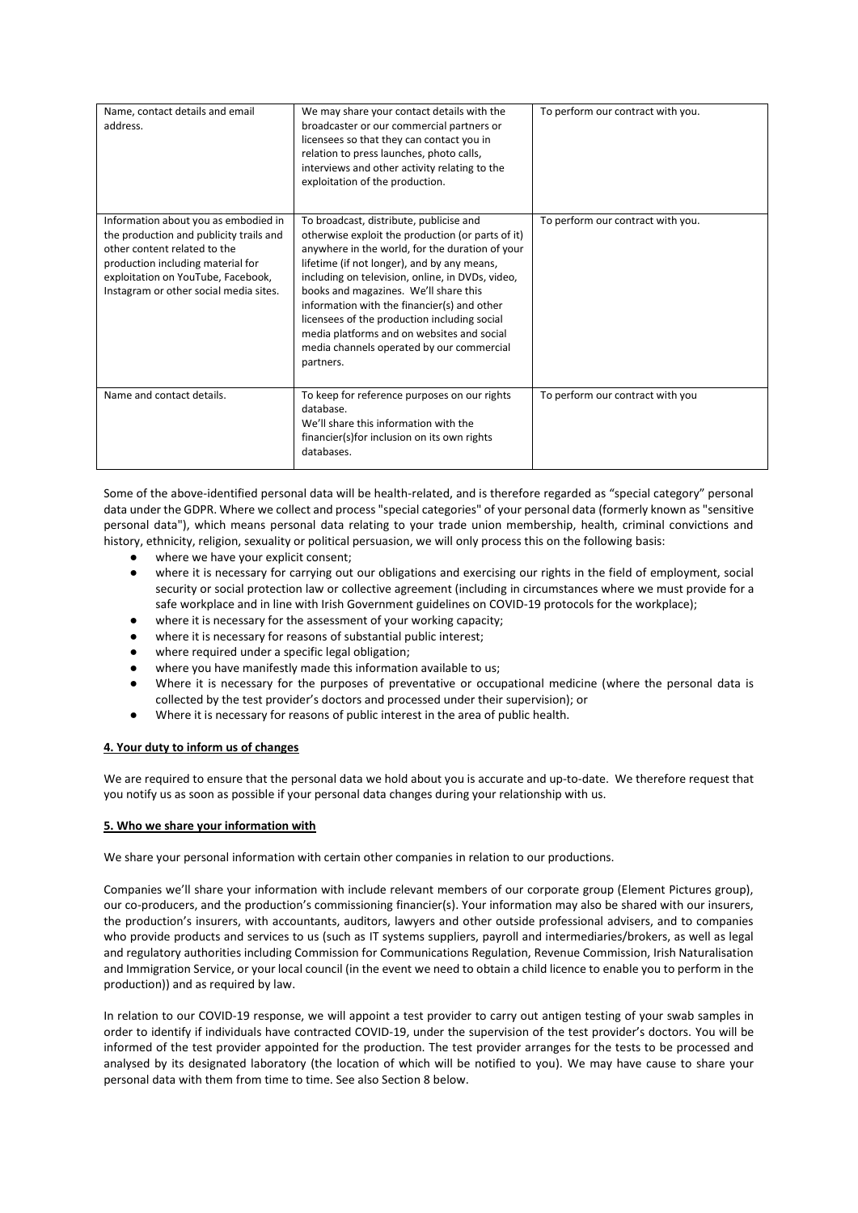| Name, contact details and email address. | We may share your contact details with the broadcaster or our commercial partners or licensees so that they can contact you in relation to press launches, photo calls, interviews and other activity relating to the exploitation of the production. | To perform our contract with you. |
|---|---|---|
| Information about you as embodied in the production and publicity trails and other content related to the production including material for exploitation on YouTube, Facebook, Instagram or other social media sites. | To broadcast, distribute, publicise and otherwise exploit the production (or parts of it) anywhere in the world, for the duration of your lifetime (if not longer), and by any means, including on television, online, in DVDs, video, books and magazines. We'll share this information with the financier(s) and other licensees of the production including social media platforms and on websites and social media channels operated by our commercial partners. | To perform our contract with you. |
| Name and contact details. | To keep for reference purposes on our rights database.<br>We'll share this information with the financier(s)for inclusion on its own rights databases. | To perform our contract with you |

Some of the above-identified personal data will be health-related, and is therefore regarded as "special category" personal data under the GDPR. Where we collect and process "special categories" of your personal data (formerly known as "sensitive personal data"), which means personal data relating to your trade union membership, health, criminal convictions and history, ethnicity, religion, sexuality or political persuasion, we will only process this on the following basis:

- where we have your explicit consent;
- where it is necessary for carrying out our obligations and exercising our rights in the field of employment, social security or social protection law or collective agreement (including in circumstances where we must provide for a safe workplace and in line with Irish Government guidelines on COVID-19 protocols for the workplace);
- where it is necessary for the assessment of your working capacity;
- where it is necessary for reasons of substantial public interest;
- where required under a specific legal obligation;
- where you have manifestly made this information available to us;
- Where it is necessary for the purposes of preventative or occupational medicine (where the personal data is collected by the test provider's doctors and processed under their supervision); or
- Where it is necessary for reasons of public interest in the area of public health.

**4. Your duty to inform us of changes**

We are required to ensure that the personal data we hold about you is accurate and up-to-date. We therefore request that you notify us as soon as possible if your personal data changes during your relationship with us.

**5. Who we share your information with**

We share your personal information with certain other companies in relation to our productions.

Companies we'll share your information with include relevant members of our corporate group (Element Pictures group), our co-producers, and the production's commissioning financier(s). Your information may also be shared with our insurers, the production's insurers, with accountants, auditors, lawyers and other outside professional advisers, and to companies who provide products and services to us (such as IT systems suppliers, payroll and intermediaries/brokers, as well as legal and regulatory authorities including Commission for Communications Regulation, Revenue Commission, Irish Naturalisation and Immigration Service, or your local council (in the event we need to obtain a child licence to enable you to perform in the production)) and as required by law.

In relation to our COVID-19 response, we will appoint a test provider to carry out antigen testing of your swab samples in order to identify if individuals have contracted COVID-19, under the supervision of the test provider's doctors. You will be informed of the test provider appointed for the production. The test provider arranges for the tests to be processed and analysed by its designated laboratory (the location of which will be notified to you). We may have cause to share your personal data with them from time to time. See also Section 8 below.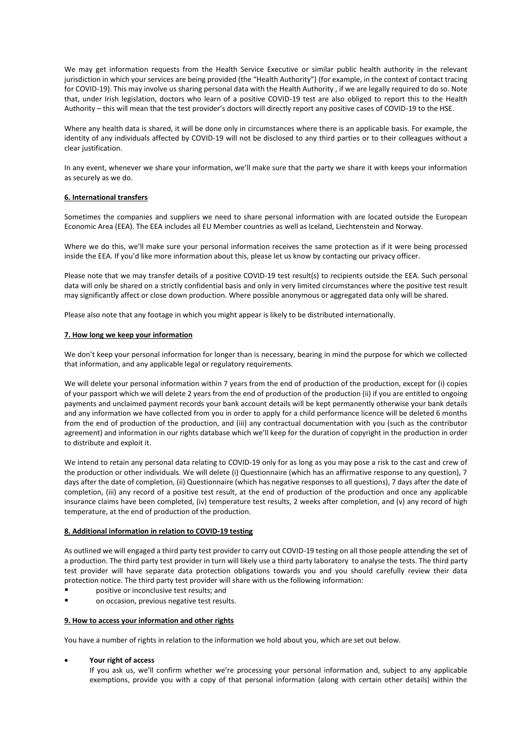We may get information requests from the Health Service Executive or similar public health authority in the relevant jurisdiction in which your services are being provided (the "Health Authority") (for example, in the context of contact tracing for COVID-19). This may involve us sharing personal data with the Health Authority , if we are legally required to do so. Note that, under Irish legislation, doctors who learn of a positive COVID-19 test are also obliged to report this to the Health Authority – this will mean that the test provider's doctors will directly report any positive cases of COVID-19 to the HSE.

Where any health data is shared, it will be done only in circumstances where there is an applicable basis. For example, the identity of any individuals affected by COVID-19 will not be disclosed to any third parties or to their colleagues without a clear justification.

In any event, whenever we share your information, we'll make sure that the party we share it with keeps your information as securely as we do.

## 6. International transfers

Sometimes the companies and suppliers we need to share personal information with are located outside the European Economic Area (EEA). The EEA includes all EU Member countries as well as Iceland, Liechtenstein and Norway.

Where we do this, we'll make sure your personal information receives the same protection as if it were being processed inside the EEA. If you'd like more information about this, please let us know by contacting our privacy officer.

Please note that we may transfer details of a positive COVID-19 test result(s) to recipients outside the EEA. Such personal data will only be shared on a strictly confidential basis and only in very limited circumstances where the positive test result may significantly affect or close down production. Where possible anonymous or aggregated data only will be shared.

Please also note that any footage in which you might appear is likely to be distributed internationally.

## 7. How long we keep your information

We don't keep your personal information for longer than is necessary, bearing in mind the purpose for which we collected that information, and any applicable legal or regulatory requirements.

We will delete your personal information within 7 years from the end of production of the production, except for (i) copies of your passport which we will delete 2 years from the end of production of the production (ii) if you are entitled to ongoing payments and unclaimed payment records your bank account details will be kept permanently otherwise your bank details and any information we have collected from you in order to apply for a child performance licence will be deleted 6 months from the end of production of the production, and (iii) any contractual documentation with you (such as the contributor agreement) and information in our rights database which we'll keep for the duration of copyright in the production in order to distribute and exploit it.

We intend to retain any personal data relating to COVID-19 only for as long as you may pose a risk to the cast and crew of the production or other individuals. We will delete (i) Questionnaire (which has an affirmative response to any question), 7 days after the date of completion, (ii) Questionnaire (which has negative responses to all questions), 7 days after the date of completion, (iii) any record of a positive test result, at the end of production of the production and once any applicable insurance claims have been completed, (iv) temperature test results, 2 weeks after completion, and (v) any record of high temperature, at the end of production of the production.

## 8. Additional information in relation to COVID-19 testing

As outlined we will engaged a third party test provider to carry out COVID-19 testing on all those people attending the set of a production. The third party test provider in turn will likely use a third party laboratory to analyse the tests. The third party test provider will have separate data protection obligations towards you and you should carefully review their data protection notice. The third party test provider will share with us the following information:

- positive or inconclusive test results; and
- on occasion, previous negative test results.

## 9. How to access your information and other rights

You have a number of rights in relation to the information we hold about you, which are set out below.

- **Your right of access**
  If you ask us, we'll confirm whether we're processing your personal information and, subject to any applicable exemptions, provide you with a copy of that personal information (along with certain other details) within the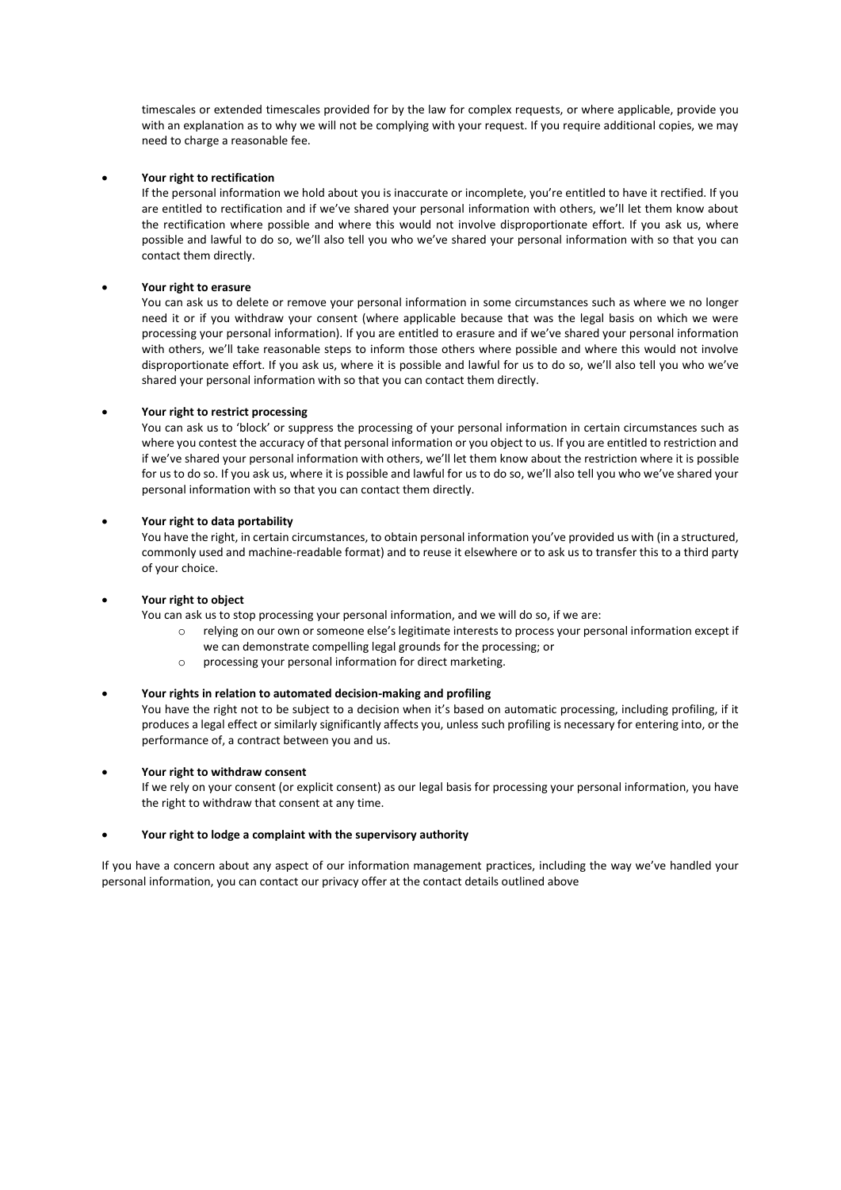timescales or extended timescales provided for by the law for complex requests, or where applicable, provide you with an explanation as to why we will not be complying with your request. If you require additional copies, we may need to charge a reasonable fee.

- **Your right to rectification**
  If the personal information we hold about you is inaccurate or incomplete, you're entitled to have it rectified. If you are entitled to rectification and if we've shared your personal information with others, we'll let them know about the rectification where possible and where this would not involve disproportionate effort. If you ask us, where possible and lawful to do so, we'll also tell you who we've shared your personal information with so that you can contact them directly.

- **Your right to erasure**
  You can ask us to delete or remove your personal information in some circumstances such as where we no longer need it or if you withdraw your consent (where applicable because that was the legal basis on which we were processing your personal information). If you are entitled to erasure and if we've shared your personal information with others, we'll take reasonable steps to inform those others where possible and where this would not involve disproportionate effort. If you ask us, where it is possible and lawful for us to do so, we'll also tell you who we've shared your personal information with so that you can contact them directly.

- **Your right to restrict processing**
  You can ask us to 'block' or suppress the processing of your personal information in certain circumstances such as where you contest the accuracy of that personal information or you object to us. If you are entitled to restriction and if we've shared your personal information with others, we'll let them know about the restriction where it is possible for us to do so. If you ask us, where it is possible and lawful for us to do so, we'll also tell you who we've shared your personal information with so that you can contact them directly.

- **Your right to data portability**
  You have the right, in certain circumstances, to obtain personal information you've provided us with (in a structured, commonly used and machine-readable format) and to reuse it elsewhere or to ask us to transfer this to a third party of your choice.

- **Your right to object**
  You can ask us to stop processing your personal information, and we will do so, if we are:
  - relying on our own or someone else's legitimate interests to process your personal information except if we can demonstrate compelling legal grounds for the processing; or
  - processing your personal information for direct marketing.

- **Your rights in relation to automated decision-making and profiling**
  You have the right not to be subject to a decision when it's based on automatic processing, including profiling, if it produces a legal effect or similarly significantly affects you, unless such profiling is necessary for entering into, or the performance of, a contract between you and us.

- **Your right to withdraw consent**
  If we rely on your consent (or explicit consent) as our legal basis for processing your personal information, you have the right to withdraw that consent at any time.

- **Your right to lodge a complaint with the supervisory authority**

If you have a concern about any aspect of our information management practices, including the way we've handled your personal information, you can contact our privacy offer at the contact details outlined above